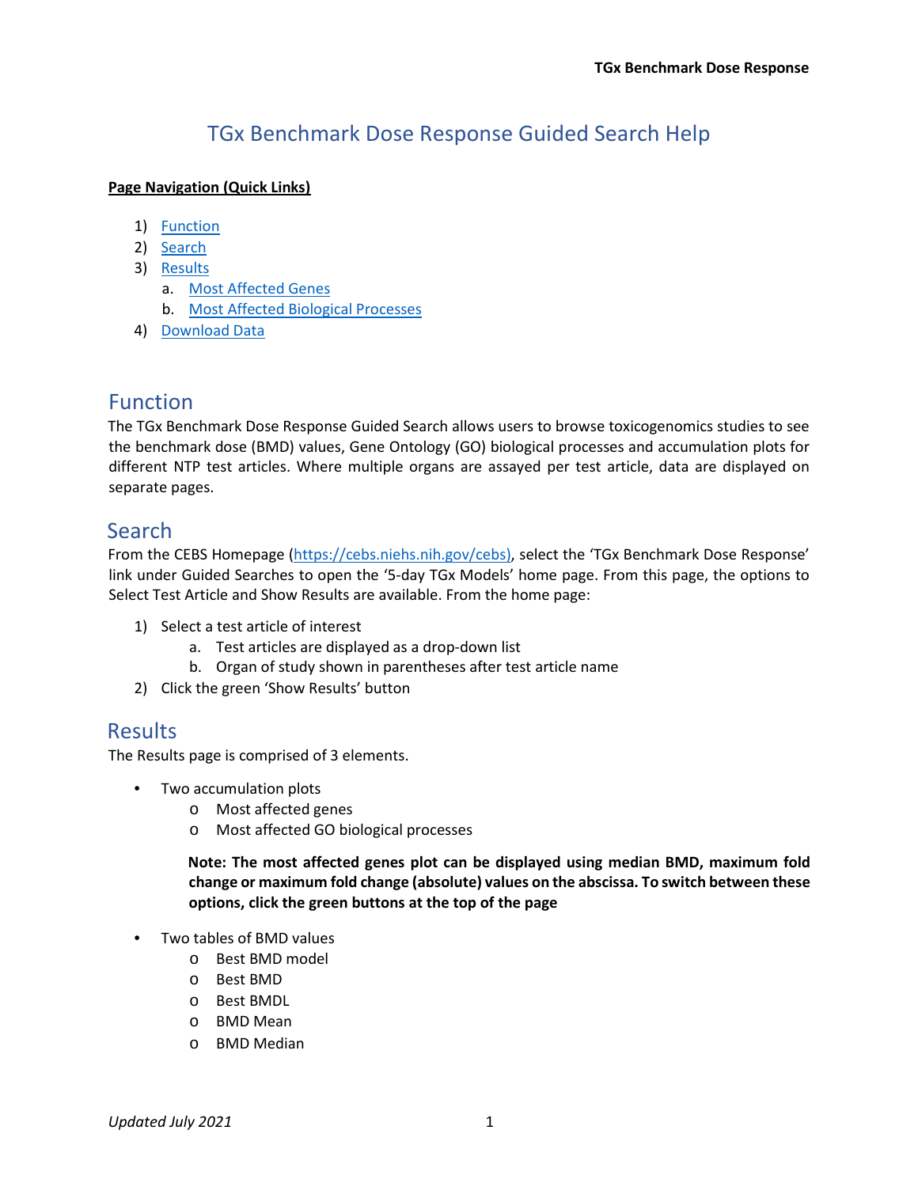# TGx Benchmark Dose Response Guided Search Help

**Page Navigation (Quick Links)**

1) Function
2) Search
3) Results
    a. Most Affected Genes
    b. Most Affected Biological Processes
4) Download Data

## Function

The TGx Benchmark Dose Response Guided Search allows users to browse toxicogenomics studies to see the benchmark dose (BMD) values, Gene Ontology (GO) biological processes and accumulation plots for different NTP test articles. Where multiple organs are assayed per test article, data are displayed on separate pages.

## Search

From the CEBS Homepage (https://cebs.niehs.nih.gov/cebs), select the 'TGx Benchmark Dose Response' link under Guided Searches to open the '5-day TGx Models' home page. From this page, the options to Select Test Article and Show Results are available. From the home page:

1) Select a test article of interest
    a. Test articles are displayed as a drop-down list
    b. Organ of study shown in parentheses after test article name
2) Click the green 'Show Results' button

## Results

The Results page is comprised of 3 elements.

- Two accumulation plots
    - Most affected genes
    - Most affected GO biological processes

    **Note: The most affected genes plot can be displayed using median BMD, maximum fold change or maximum fold change (absolute) values on the abscissa. To switch between these options, click the green buttons at the top of the page**

- Two tables of BMD values
    - Best BMD model
    - Best BMD
    - Best BMDL
    - BMD Mean
    - BMD Median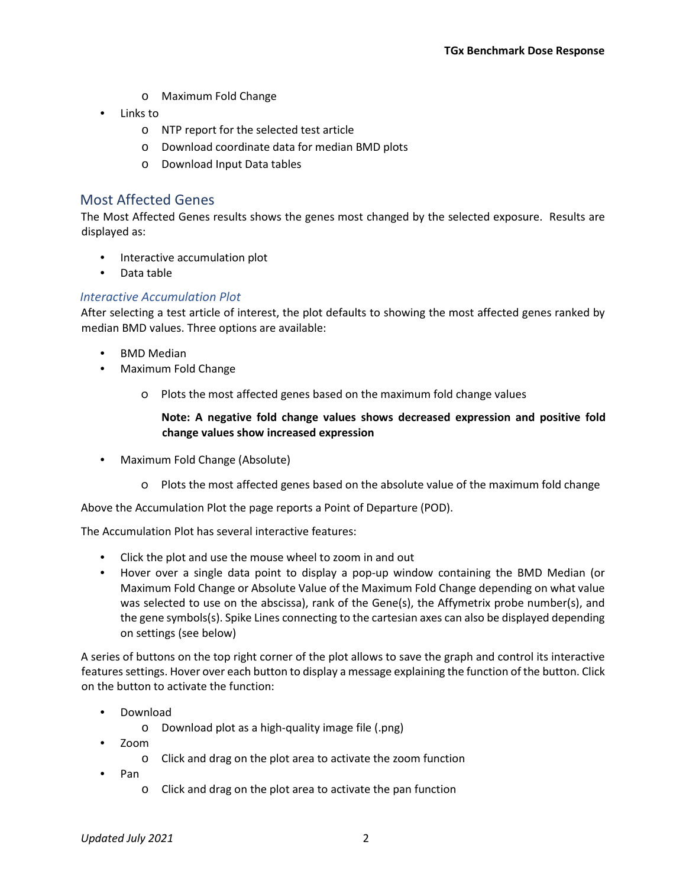- Maximum Fold Change
- Links to
  - NTP report for the selected test article
  - Download coordinate data for median BMD plots
  - Download Input Data tables

## Most Affected Genes

The Most Affected Genes results shows the genes most changed by the selected exposure. Results are displayed as:

- Interactive accumulation plot
- Data table

### *Interactive Accumulation Plot*

After selecting a test article of interest, the plot defaults to showing the most affected genes ranked by median BMD values. Three options are available:

- BMD Median
- Maximum Fold Change
  - Plots the most affected genes based on the maximum fold change values

    **Note: A negative fold change values shows decreased expression and positive fold change values show increased expression**

- Maximum Fold Change (Absolute)
  - Plots the most affected genes based on the absolute value of the maximum fold change

Above the Accumulation Plot the page reports a Point of Departure (POD).

The Accumulation Plot has several interactive features:

- Click the plot and use the mouse wheel to zoom in and out
- Hover over a single data point to display a pop-up window containing the BMD Median (or Maximum Fold Change or Absolute Value of the Maximum Fold Change depending on what value was selected to use on the abscissa), rank of the Gene(s), the Affymetrix probe number(s), and the gene symbols(s). Spike Lines connecting to the cartesian axes can also be displayed depending on settings (see below)

A series of buttons on the top right corner of the plot allows to save the graph and control its interactive features settings. Hover over each button to display a message explaining the function of the button. Click on the button to activate the function:

- Download
  - Download plot as a high-quality image file (.png)
- Zoom
  - Click and drag on the plot area to activate the zoom function
- Pan
  - Click and drag on the plot area to activate the pan function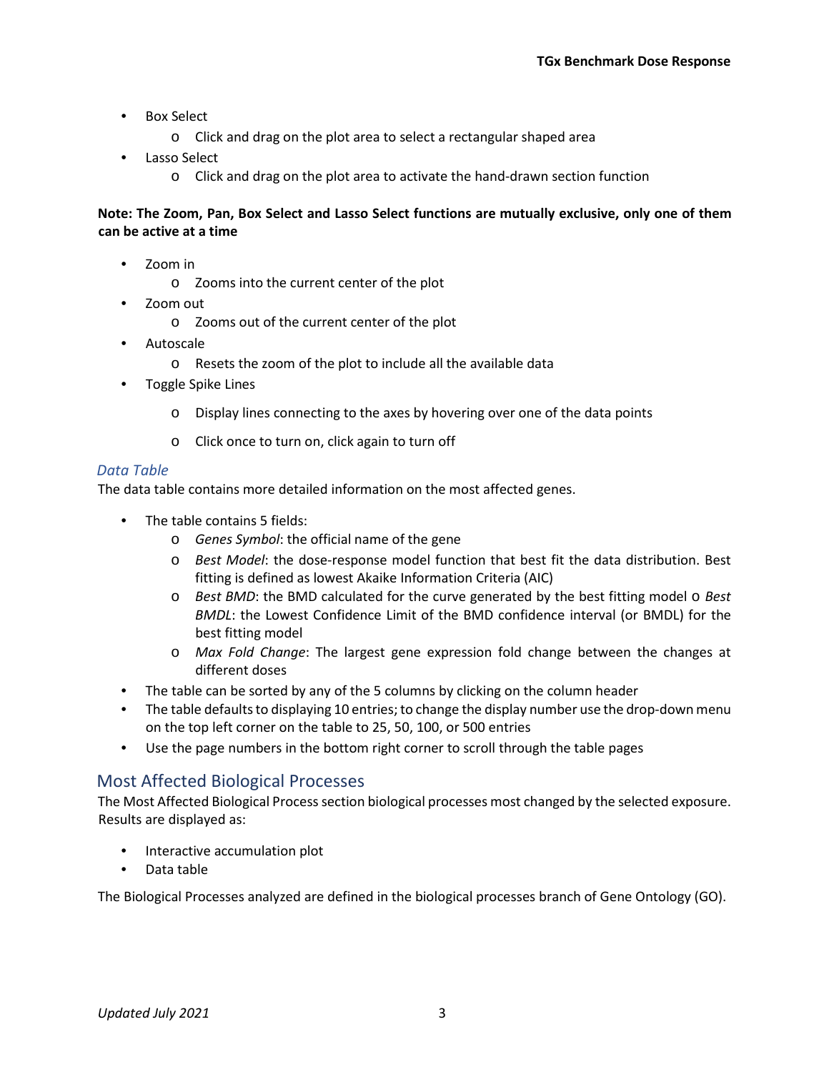- Box Select
    - Click and drag on the plot area to select a rectangular shaped area
- Lasso Select
    - Click and drag on the plot area to activate the hand-drawn section function

**Note: The Zoom, Pan, Box Select and Lasso Select functions are mutually exclusive, only one of them can be active at a time**

- Zoom in
    - Zooms into the current center of the plot
- Zoom out
    - Zooms out of the current center of the plot
- Autoscale
    - Resets the zoom of the plot to include all the available data
- Toggle Spike Lines
    - Display lines connecting to the axes by hovering over one of the data points
    - Click once to turn on, click again to turn off

### *Data Table*

The data table contains more detailed information on the most affected genes.

- The table contains 5 fields:
    - *Genes Symbol*: the official name of the gene
    - *Best Model*: the dose-response model function that best fit the data distribution. Best fitting is defined as lowest Akaike Information Criteria (AIC)
    - *Best BMD*: the BMD calculated for the curve generated by the best fitting model o *Best BMDL*: the Lowest Confidence Limit of the BMD confidence interval (or BMDL) for the best fitting model
    - *Max Fold Change*: The largest gene expression fold change between the changes at different doses
- The table can be sorted by any of the 5 columns by clicking on the column header
- The table defaults to displaying 10 entries; to change the display number use the drop-down menu on the top left corner on the table to 25, 50, 100, or 500 entries
- Use the page numbers in the bottom right corner to scroll through the table pages

## Most Affected Biological Processes

The Most Affected Biological Process section biological processes most changed by the selected exposure. Results are displayed as:

- Interactive accumulation plot
- Data table

The Biological Processes analyzed are defined in the biological processes branch of Gene Ontology (GO).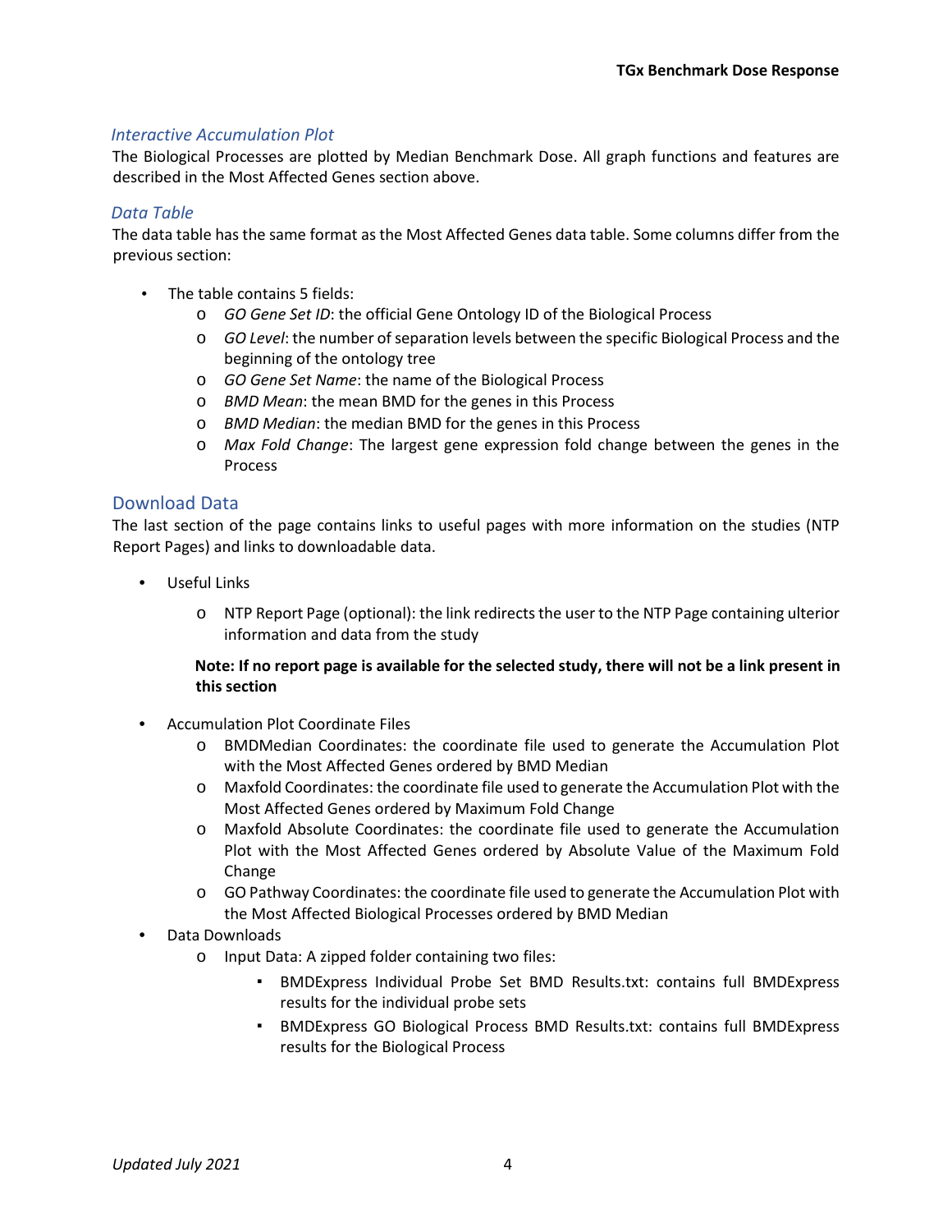### *Interactive Accumulation Plot*

The Biological Processes are plotted by Median Benchmark Dose. All graph functions and features are described in the Most Affected Genes section above.

### *Data Table*

The data table has the same format as the Most Affected Genes data table. Some columns differ from the previous section:

- The table contains 5 fields:
  - *GO Gene Set ID*: the official Gene Ontology ID of the Biological Process
  - *GO Level*: the number of separation levels between the specific Biological Process and the beginning of the ontology tree
  - *GO Gene Set Name*: the name of the Biological Process
  - *BMD Mean*: the mean BMD for the genes in this Process
  - *BMD Median*: the median BMD for the genes in this Process
  - *Max Fold Change*: The largest gene expression fold change between the genes in the Process

## Download Data

The last section of the page contains links to useful pages with more information on the studies (NTP Report Pages) and links to downloadable data.

- Useful Links
  - NTP Report Page (optional): the link redirects the user to the NTP Page containing ulterior information and data from the study

  **Note: If no report page is available for the selected study, there will not be a link present in this section**

- Accumulation Plot Coordinate Files
  - BMDMedian Coordinates: the coordinate file used to generate the Accumulation Plot with the Most Affected Genes ordered by BMD Median
  - Maxfold Coordinates: the coordinate file used to generate the Accumulation Plot with the Most Affected Genes ordered by Maximum Fold Change
  - Maxfold Absolute Coordinates: the coordinate file used to generate the Accumulation Plot with the Most Affected Genes ordered by Absolute Value of the Maximum Fold Change
  - GO Pathway Coordinates: the coordinate file used to generate the Accumulation Plot with the Most Affected Biological Processes ordered by BMD Median
- Data Downloads
  - Input Data: A zipped folder containing two files:
    - BMDExpress Individual Probe Set BMD Results.txt: contains full BMDExpress results for the individual probe sets
    - BMDExpress GO Biological Process BMD Results.txt: contains full BMDExpress results for the Biological Process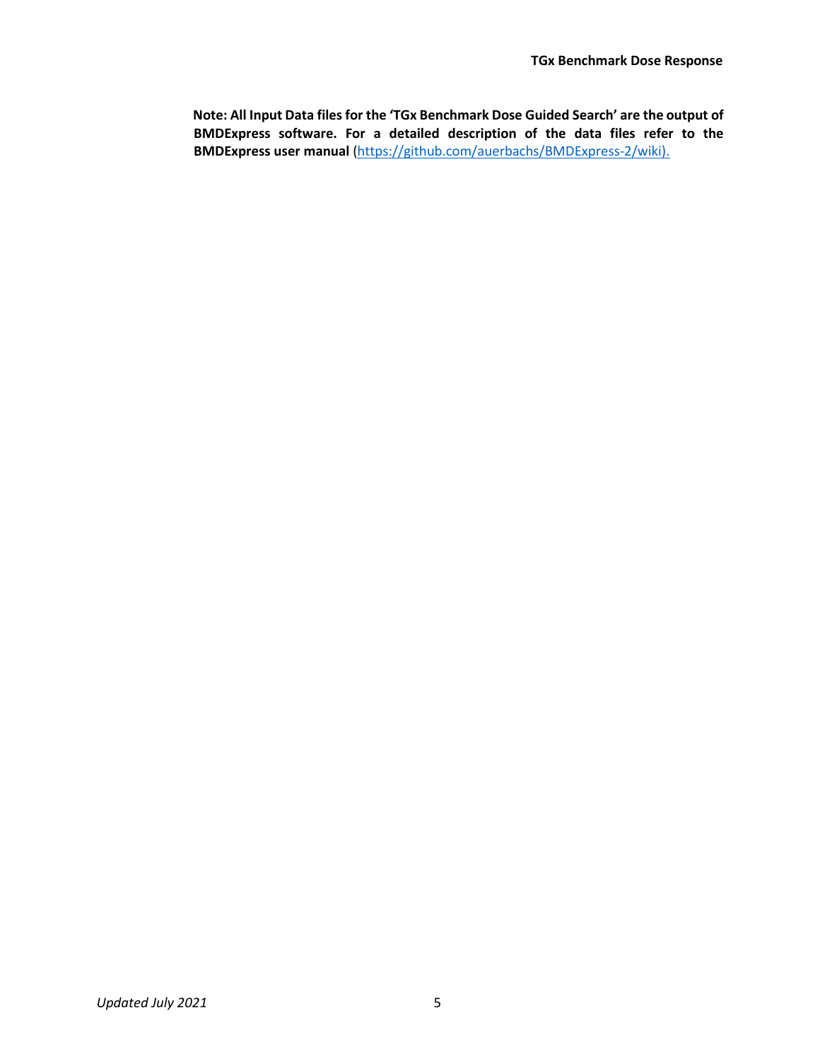**Note: All Input Data files for the 'TGx Benchmark Dose Guided Search' are the output of BMDExpress software. For a detailed description of the data files refer to the BMDExpress user manual** (https://github.com/auerbachs/BMDExpress-2/wiki).